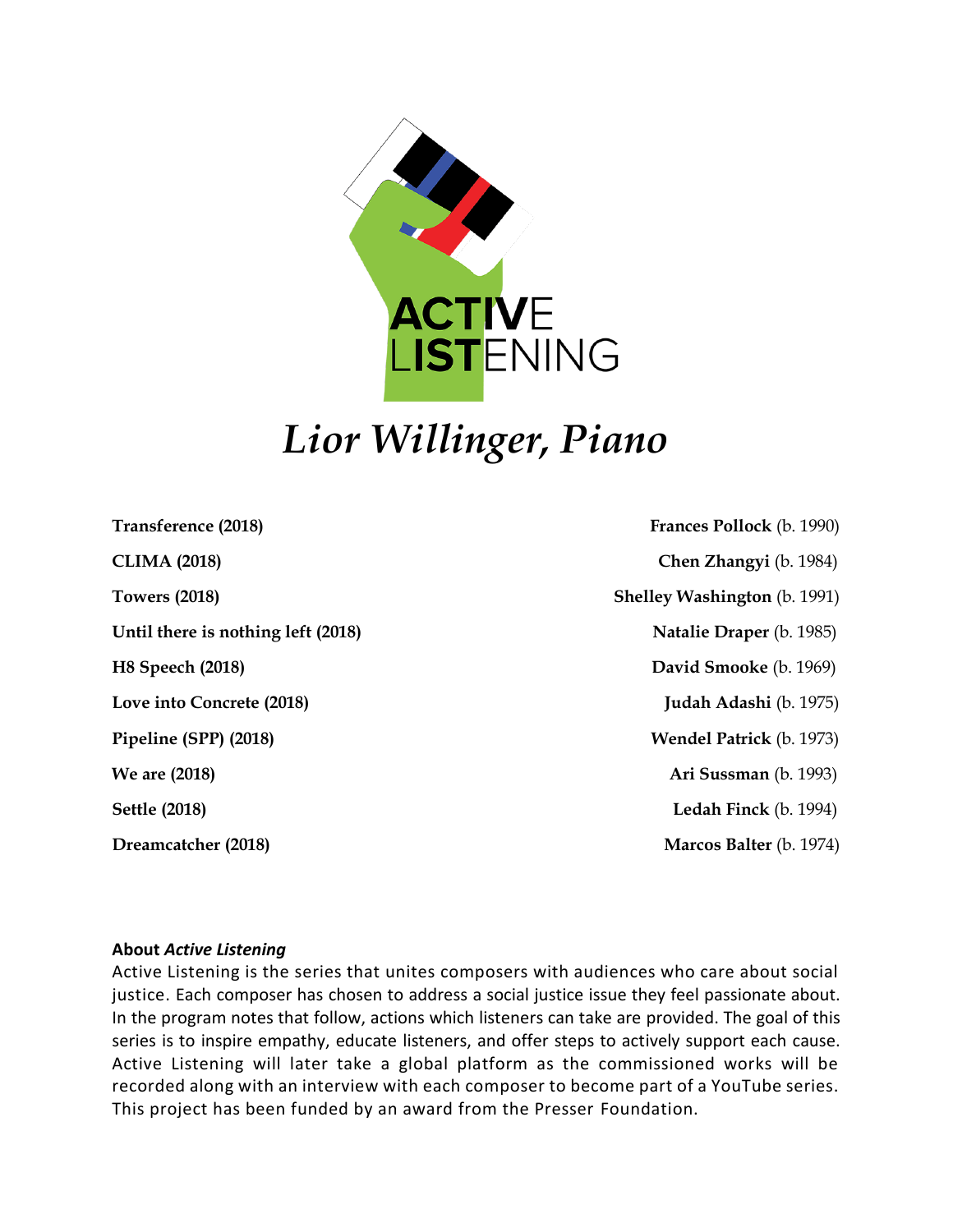ACTIVE LISTENING

# *Lior Willinger, Piano*

| | |
|---|---|
| **Transference (2018)** | **Frances Pollock** (b. 1990) |
| **CLIMA (2018)** | **Chen Zhangyi** (b. 1984) |
| **Towers (2018)** | **Shelley Washington** (b. 1991) |
| **Until there is nothing left (2018)** | **Natalie Draper** (b. 1985) |
| **H8 Speech (2018)** | **David Smooke** (b. 1969) |
| **Love into Concrete (2018)** | **Judah Adashi** (b. 1975) |
| **Pipeline (SPP) (2018)** | **Wendel Patrick** (b. 1973) |
| **We are (2018)** | **Ari Sussman** (b. 1993) |
| **Settle (2018)** | **Ledah Finck** (b. 1994) |
| **Dreamcatcher (2018)** | **Marcos Balter** (b. 1974) |

**About *Active Listening***

Active Listening is the series that unites composers with audiences who care about social justice. Each composer has chosen to address a social justice issue they feel passionate about. In the program notes that follow, actions which listeners can take are provided. The goal of this series is to inspire empathy, educate listeners, and offer steps to actively support each cause. Active Listening will later take a global platform as the commissioned works will be recorded along with an interview with each composer to become part of a YouTube series. This project has been funded by an award from the Presser Foundation.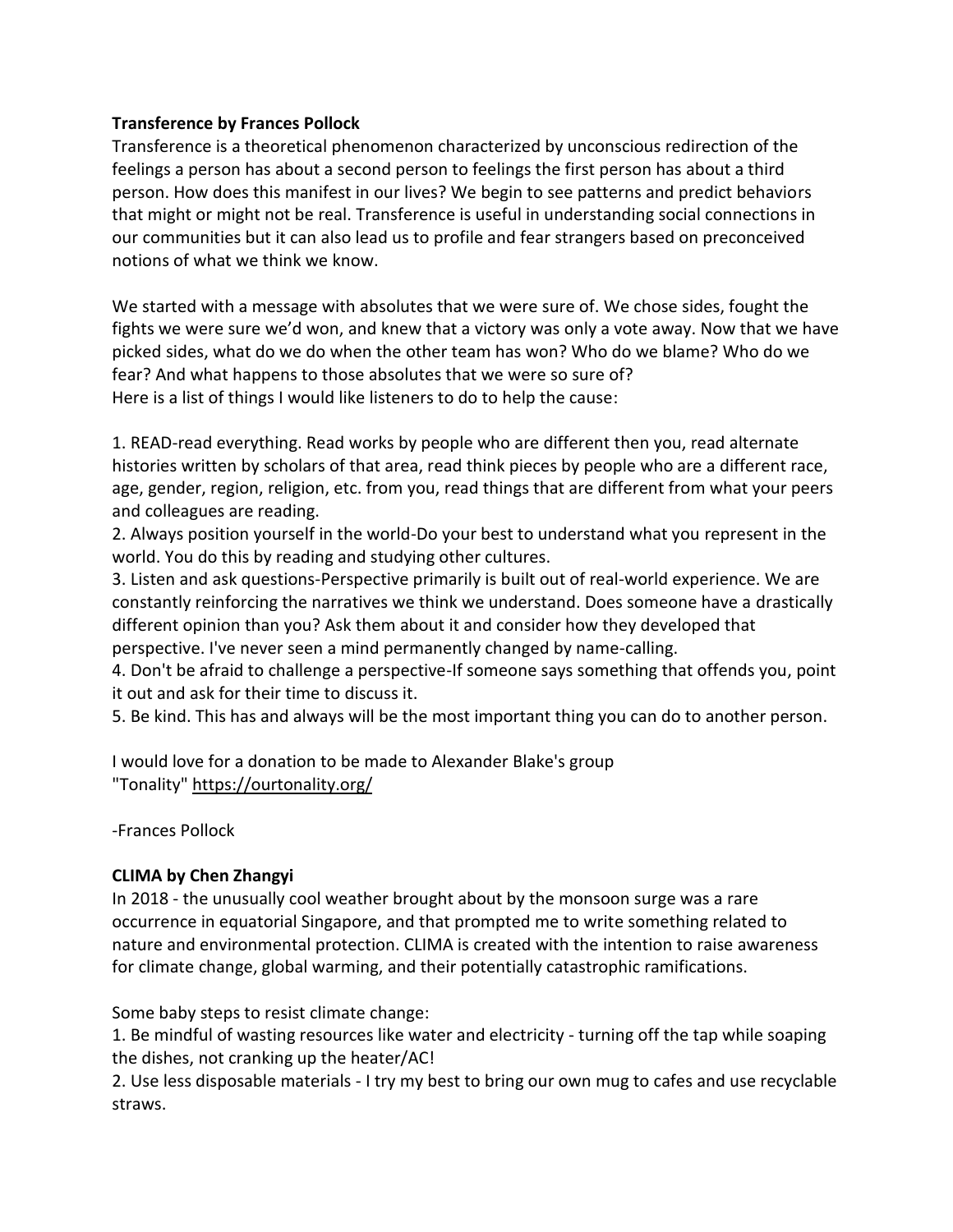**Transference by Frances Pollock**

Transference is a theoretical phenomenon characterized by unconscious redirection of the feelings a person has about a second person to feelings the first person has about a third person. How does this manifest in our lives? We begin to see patterns and predict behaviors that might or might not be real. Transference is useful in understanding social connections in our communities but it can also lead us to profile and fear strangers based on preconceived notions of what we think we know.

We started with a message with absolutes that we were sure of. We chose sides, fought the fights we were sure we'd won, and knew that a victory was only a vote away. Now that we have picked sides, what do we do when the other team has won? Who do we blame? Who do we fear? And what happens to those absolutes that we were so sure of?
Here is a list of things I would like listeners to do to help the cause:

1. READ-read everything. Read works by people who are different then you, read alternate histories written by scholars of that area, read think pieces by people who are a different race, age, gender, region, religion, etc. from you, read things that are different from what your peers and colleagues are reading.
2. Always position yourself in the world-Do your best to understand what you represent in the world. You do this by reading and studying other cultures.
3. Listen and ask questions-Perspective primarily is built out of real-world experience. We are constantly reinforcing the narratives we think we understand. Does someone have a drastically different opinion than you? Ask them about it and consider how they developed that perspective. I've never seen a mind permanently changed by name-calling.
4. Don't be afraid to challenge a perspective-If someone says something that offends you, point it out and ask for their time to discuss it.
5. Be kind. This has and always will be the most important thing you can do to another person.

I would love for a donation to be made to Alexander Blake's group "Tonality" https://ourtonality.org/

-Frances Pollock

**CLIMA by Chen Zhangyi**

In 2018 - the unusually cool weather brought about by the monsoon surge was a rare occurrence in equatorial Singapore, and that prompted me to write something related to nature and environmental protection. CLIMA is created with the intention to raise awareness for climate change, global warming, and their potentially catastrophic ramifications.

Some baby steps to resist climate change:

1. Be mindful of wasting resources like water and electricity - turning off the tap while soaping the dishes, not cranking up the heater/AC!
2. Use less disposable materials - I try my best to bring our own mug to cafes and use recyclable straws.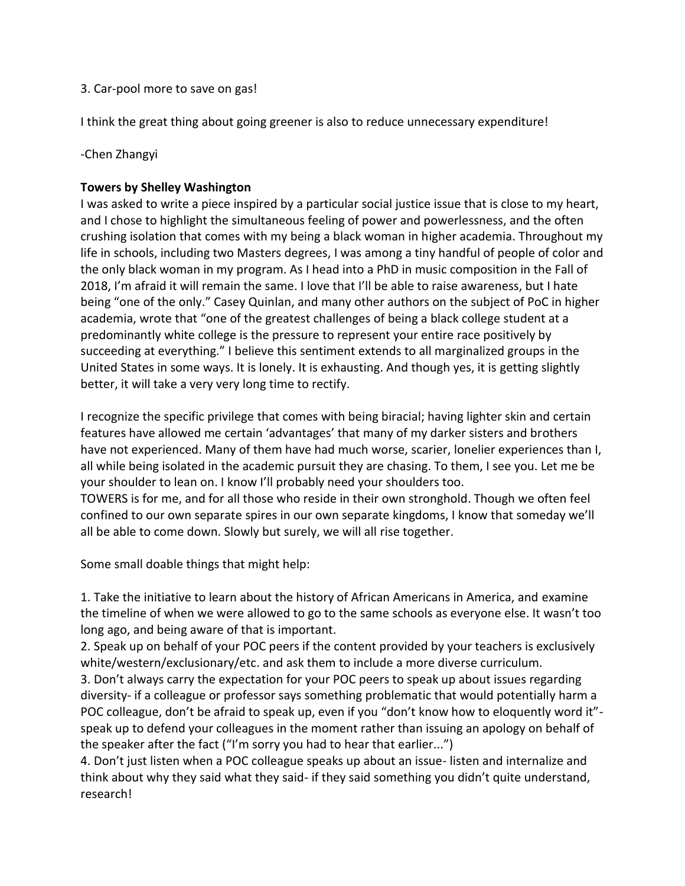3. Car-pool more to save on gas!

I think the great thing about going greener is also to reduce unnecessary expenditure!

-Chen Zhangyi

**Towers by Shelley Washington**

I was asked to write a piece inspired by a particular social justice issue that is close to my heart, and I chose to highlight the simultaneous feeling of power and powerlessness, and the often crushing isolation that comes with my being a black woman in higher academia. Throughout my life in schools, including two Masters degrees, I was among a tiny handful of people of color and the only black woman in my program. As I head into a PhD in music composition in the Fall of 2018, I'm afraid it will remain the same. I love that I'll be able to raise awareness, but I hate being "one of the only." Casey Quinlan, and many other authors on the subject of PoC in higher academia, wrote that "one of the greatest challenges of being a black college student at a predominantly white college is the pressure to represent your entire race positively by succeeding at everything." I believe this sentiment extends to all marginalized groups in the United States in some ways. It is lonely. It is exhausting. And though yes, it is getting slightly better, it will take a very very long time to rectify.

I recognize the specific privilege that comes with being biracial; having lighter skin and certain features have allowed me certain 'advantages' that many of my darker sisters and brothers have not experienced. Many of them have had much worse, scarier, lonelier experiences than I, all while being isolated in the academic pursuit they are chasing. To them, I see you. Let me be your shoulder to lean on. I know I'll probably need your shoulders too.
TOWERS is for me, and for all those who reside in their own stronghold. Though we often feel confined to our own separate spires in our own separate kingdoms, I know that someday we'll all be able to come down. Slowly but surely, we will all rise together.

Some small doable things that might help:

1. Take the initiative to learn about the history of African Americans in America, and examine the timeline of when we were allowed to go to the same schools as everyone else. It wasn't too long ago, and being aware of that is important.
2. Speak up on behalf of your POC peers if the content provided by your teachers is exclusively white/western/exclusionary/etc. and ask them to include a more diverse curriculum.
3. Don't always carry the expectation for your POC peers to speak up about issues regarding diversity- if a colleague or professor says something problematic that would potentially harm a POC colleague, don't be afraid to speak up, even if you "don't know how to eloquently word it"- speak up to defend your colleagues in the moment rather than issuing an apology on behalf of the speaker after the fact ("I'm sorry you had to hear that earlier...")
4. Don't just listen when a POC colleague speaks up about an issue- listen and internalize and think about why they said what they said- if they said something you didn't quite understand, research!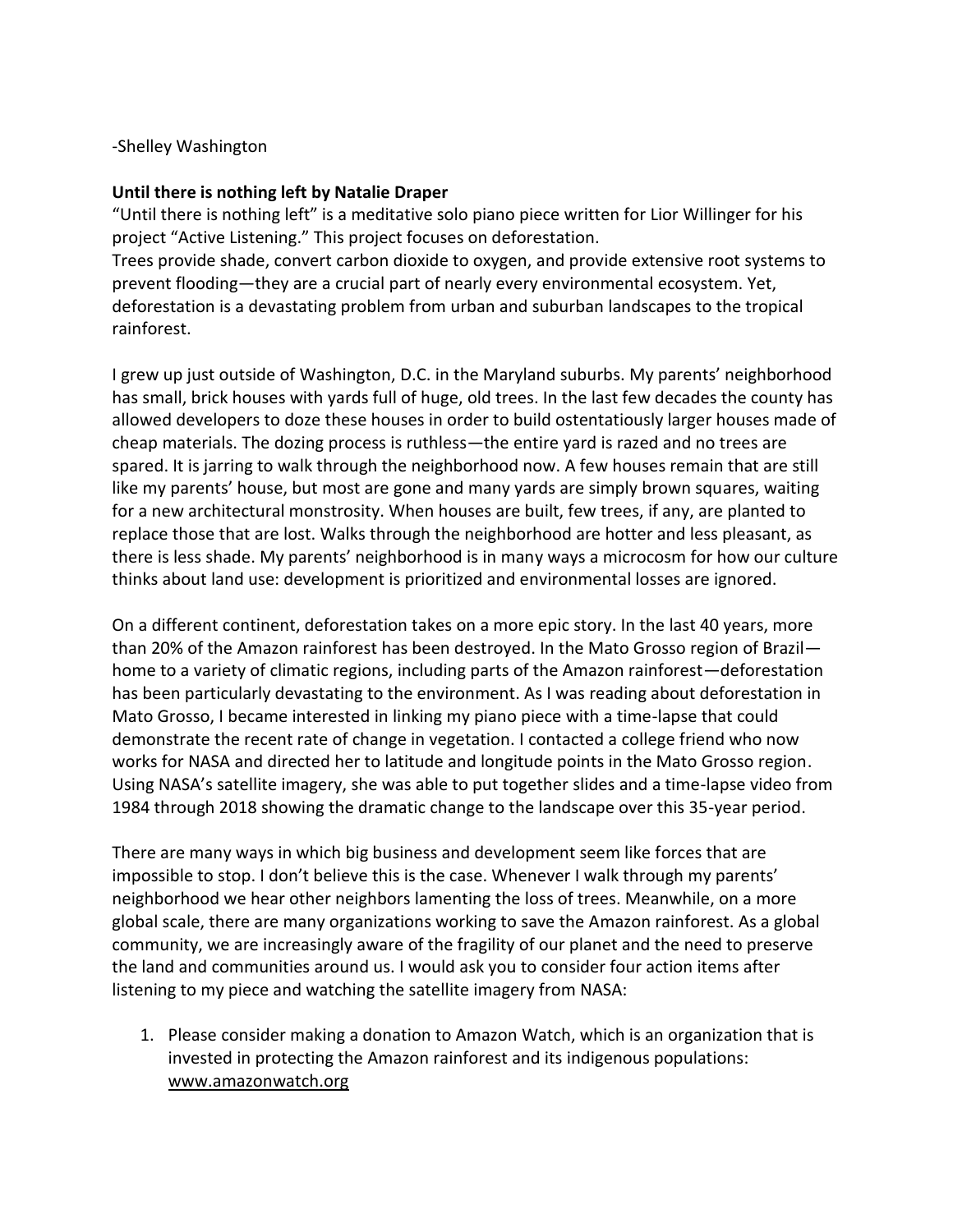-Shelley Washington

**Until there is nothing left by Natalie Draper**

"Until there is nothing left" is a meditative solo piano piece written for Lior Willinger for his project "Active Listening." This project focuses on deforestation.

Trees provide shade, convert carbon dioxide to oxygen, and provide extensive root systems to prevent flooding—they are a crucial part of nearly every environmental ecosystem. Yet, deforestation is a devastating problem from urban and suburban landscapes to the tropical rainforest.

I grew up just outside of Washington, D.C. in the Maryland suburbs. My parents' neighborhood has small, brick houses with yards full of huge, old trees. In the last few decades the county has allowed developers to doze these houses in order to build ostentatiously larger houses made of cheap materials. The dozing process is ruthless—the entire yard is razed and no trees are spared. It is jarring to walk through the neighborhood now. A few houses remain that are still like my parents' house, but most are gone and many yards are simply brown squares, waiting for a new architectural monstrosity. When houses are built, few trees, if any, are planted to replace those that are lost. Walks through the neighborhood are hotter and less pleasant, as there is less shade. My parents' neighborhood is in many ways a microcosm for how our culture thinks about land use: development is prioritized and environmental losses are ignored.

On a different continent, deforestation takes on a more epic story. In the last 40 years, more than 20% of the Amazon rainforest has been destroyed. In the Mato Grosso region of Brazil—home to a variety of climatic regions, including parts of the Amazon rainforest—deforestation has been particularly devastating to the environment. As I was reading about deforestation in Mato Grosso, I became interested in linking my piano piece with a time-lapse that could demonstrate the recent rate of change in vegetation. I contacted a college friend who now works for NASA and directed her to latitude and longitude points in the Mato Grosso region. Using NASA's satellite imagery, she was able to put together slides and a time-lapse video from 1984 through 2018 showing the dramatic change to the landscape over this 35-year period.

There are many ways in which big business and development seem like forces that are impossible to stop. I don't believe this is the case. Whenever I walk through my parents' neighborhood we hear other neighbors lamenting the loss of trees. Meanwhile, on a more global scale, there are many organizations working to save the Amazon rainforest. As a global community, we are increasingly aware of the fragility of our planet and the need to preserve the land and communities around us. I would ask you to consider four action items after listening to my piece and watching the satellite imagery from NASA:

1. Please consider making a donation to Amazon Watch, which is an organization that is invested in protecting the Amazon rainforest and its indigenous populations: www.amazonwatch.org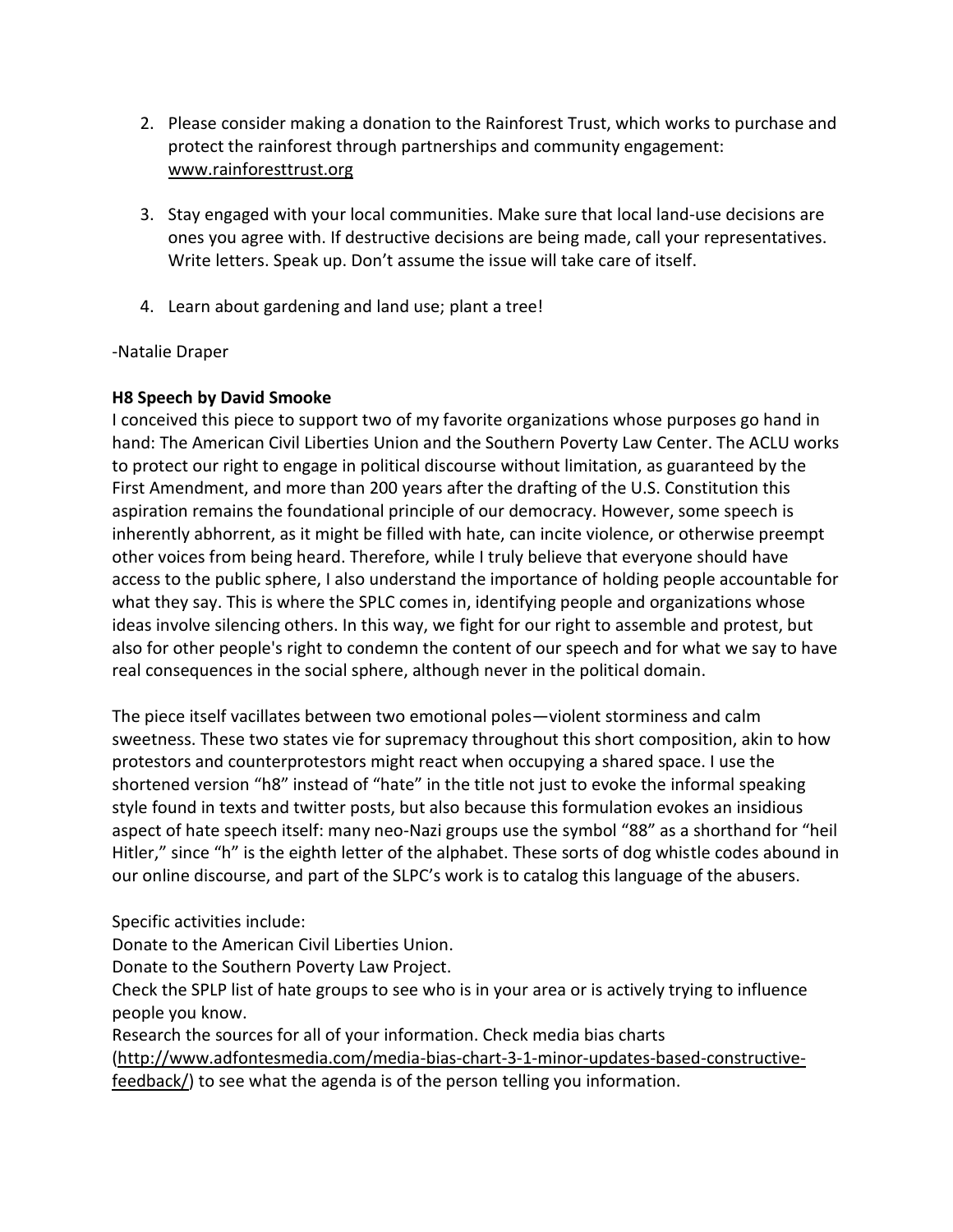2. Please consider making a donation to the Rainforest Trust, which works to purchase and protect the rainforest through partnerships and community engagement: www.rainforesttrust.org

3. Stay engaged with your local communities. Make sure that local land-use decisions are ones you agree with. If destructive decisions are being made, call your representatives. Write letters. Speak up. Don't assume the issue will take care of itself.

4. Learn about gardening and land use; plant a tree!

-Natalie Draper

**H8 Speech by David Smooke**

I conceived this piece to support two of my favorite organizations whose purposes go hand in hand: The American Civil Liberties Union and the Southern Poverty Law Center. The ACLU works to protect our right to engage in political discourse without limitation, as guaranteed by the First Amendment, and more than 200 years after the drafting of the U.S. Constitution this aspiration remains the foundational principle of our democracy. However, some speech is inherently abhorrent, as it might be filled with hate, can incite violence, or otherwise preempt other voices from being heard. Therefore, while I truly believe that everyone should have access to the public sphere, I also understand the importance of holding people accountable for what they say. This is where the SPLC comes in, identifying people and organizations whose ideas involve silencing others. In this way, we fight for our right to assemble and protest, but also for other people's right to condemn the content of our speech and for what we say to have real consequences in the social sphere, although never in the political domain.

The piece itself vacillates between two emotional poles—violent storminess and calm sweetness. These two states vie for supremacy throughout this short composition, akin to how protestors and counterprotestors might react when occupying a shared space. I use the shortened version "h8" instead of "hate" in the title not just to evoke the informal speaking style found in texts and twitter posts, but also because this formulation evokes an insidious aspect of hate speech itself: many neo-Nazi groups use the symbol "88" as a shorthand for "heil Hitler," since "h" is the eighth letter of the alphabet. These sorts of dog whistle codes abound in our online discourse, and part of the SLPC's work is to catalog this language of the abusers.

Specific activities include:
Donate to the American Civil Liberties Union.
Donate to the Southern Poverty Law Project.
Check the SPLP list of hate groups to see who is in your area or is actively trying to influence people you know.
Research the sources for all of your information. Check media bias charts (http://www.adfontesmedia.com/media-bias-chart-3-1-minor-updates-based-constructive-feedback/) to see what the agenda is of the person telling you information.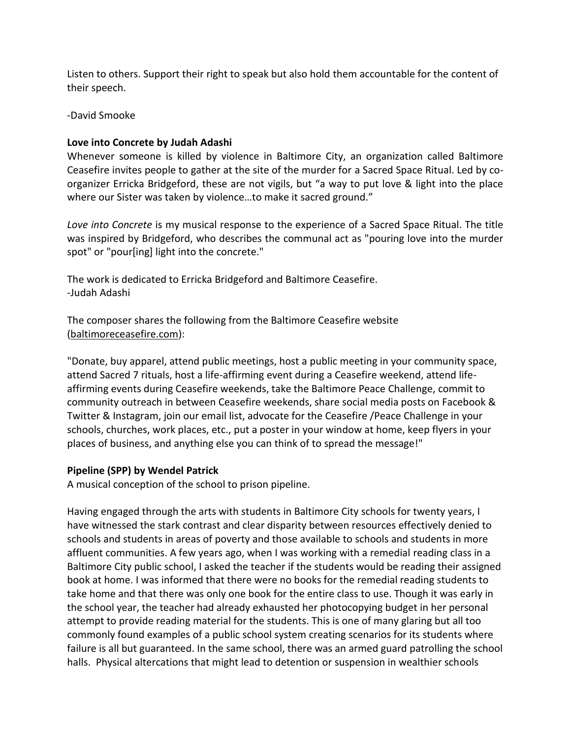Listen to others. Support their right to speak but also hold them accountable for the content of their speech.

-David Smooke

**Love into Concrete by Judah Adashi**

Whenever someone is killed by violence in Baltimore City, an organization called Baltimore Ceasefire invites people to gather at the site of the murder for a Sacred Space Ritual. Led by co-organizer Erricka Bridgeford, these are not vigils, but "a way to put love & light into the place where our Sister was taken by violence…to make it sacred ground."

*Love into Concrete* is my musical response to the experience of a Sacred Space Ritual. The title was inspired by Bridgeford, who describes the communal act as "pouring love into the murder spot" or "pour[ing] light into the concrete."

The work is dedicated to Erricka Bridgeford and Baltimore Ceasefire.
-Judah Adashi

The composer shares the following from the Baltimore Ceasefire website (baltimoreceasefire.com):

"Donate, buy apparel, attend public meetings, host a public meeting in your community space, attend Sacred 7 rituals, host a life-affirming event during a Ceasefire weekend, attend life-affirming events during Ceasefire weekends, take the Baltimore Peace Challenge, commit to community outreach in between Ceasefire weekends, share social media posts on Facebook & Twitter & Instagram, join our email list, advocate for the Ceasefire /Peace Challenge in your schools, churches, work places, etc., put a poster in your window at home, keep flyers in your places of business, and anything else you can think of to spread the message!"

**Pipeline (SPP) by Wendel Patrick**

A musical conception of the school to prison pipeline.

Having engaged through the arts with students in Baltimore City schools for twenty years, I have witnessed the stark contrast and clear disparity between resources effectively denied to schools and students in areas of poverty and those available to schools and students in more affluent communities. A few years ago, when I was working with a remedial reading class in a Baltimore City public school, I asked the teacher if the students would be reading their assigned book at home. I was informed that there were no books for the remedial reading students to take home and that there was only one book for the entire class to use. Though it was early in the school year, the teacher had already exhausted her photocopying budget in her personal attempt to provide reading material for the students. This is one of many glaring but all too commonly found examples of a public school system creating scenarios for its students where failure is all but guaranteed. In the same school, there was an armed guard patrolling the school halls. Physical altercations that might lead to detention or suspension in wealthier schools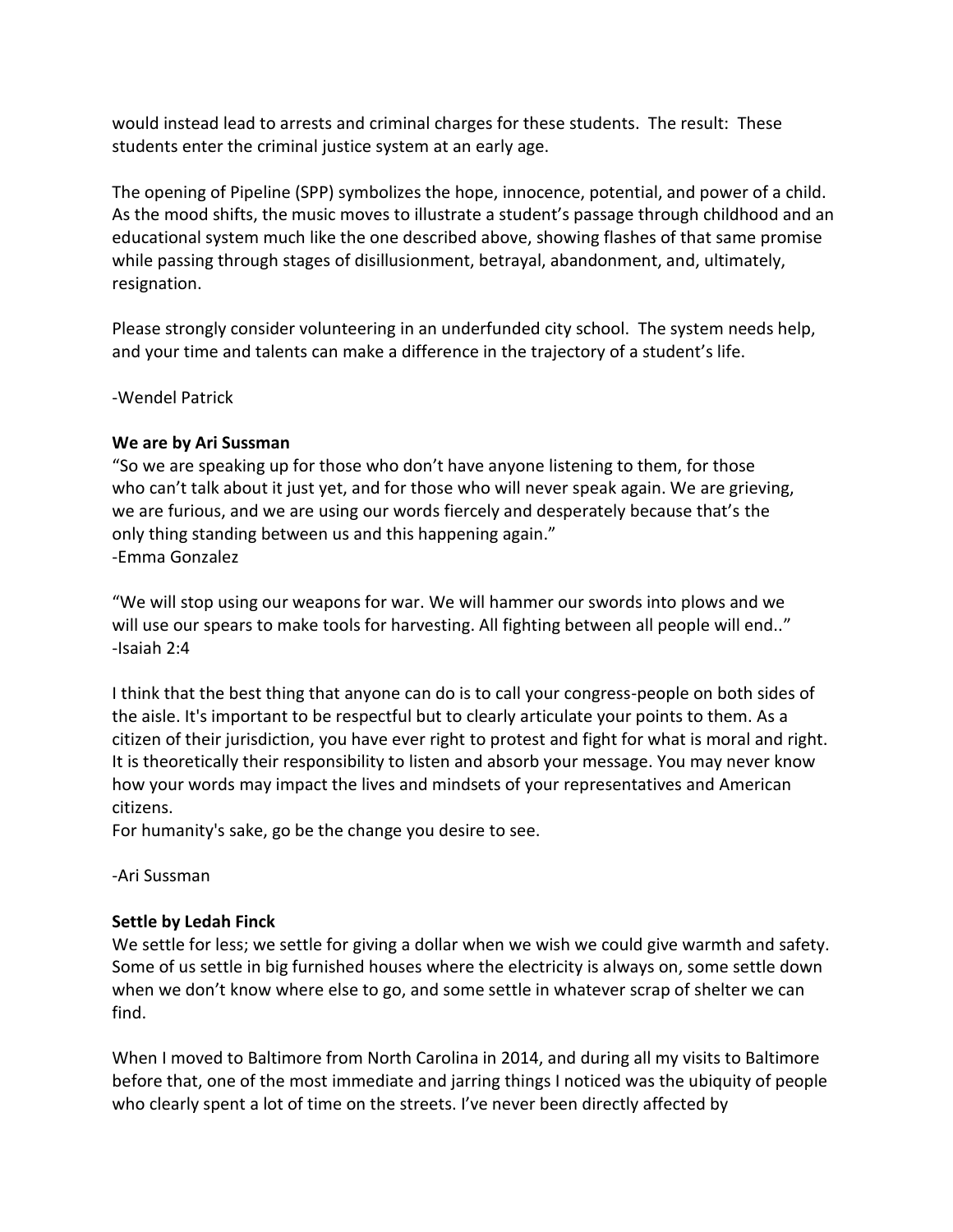would instead lead to arrests and criminal charges for these students. The result: These students enter the criminal justice system at an early age.

The opening of Pipeline (SPP) symbolizes the hope, innocence, potential, and power of a child. As the mood shifts, the music moves to illustrate a student's passage through childhood and an educational system much like the one described above, showing flashes of that same promise while passing through stages of disillusionment, betrayal, abandonment, and, ultimately, resignation.

Please strongly consider volunteering in an underfunded city school. The system needs help, and your time and talents can make a difference in the trajectory of a student's life.

-Wendel Patrick

**We are by Ari Sussman**

"So we are speaking up for those who don't have anyone listening to them, for those who can't talk about it just yet, and for those who will never speak again. We are grieving, we are furious, and we are using our words fiercely and desperately because that's the only thing standing between us and this happening again."
-Emma Gonzalez

"We will stop using our weapons for war. We will hammer our swords into plows and we will use our spears to make tools for harvesting. All fighting between all people will end.."
-Isaiah 2:4

I think that the best thing that anyone can do is to call your congress-people on both sides of the aisle. It's important to be respectful but to clearly articulate your points to them. As a citizen of their jurisdiction, you have ever right to protest and fight for what is moral and right. It is theoretically their responsibility to listen and absorb your message. You may never know how your words may impact the lives and mindsets of your representatives and American citizens.
For humanity's sake, go be the change you desire to see.

-Ari Sussman

**Settle by Ledah Finck**

We settle for less; we settle for giving a dollar when we wish we could give warmth and safety. Some of us settle in big furnished houses where the electricity is always on, some settle down when we don't know where else to go, and some settle in whatever scrap of shelter we can find.

When I moved to Baltimore from North Carolina in 2014, and during all my visits to Baltimore before that, one of the most immediate and jarring things I noticed was the ubiquity of people who clearly spent a lot of time on the streets. I've never been directly affected by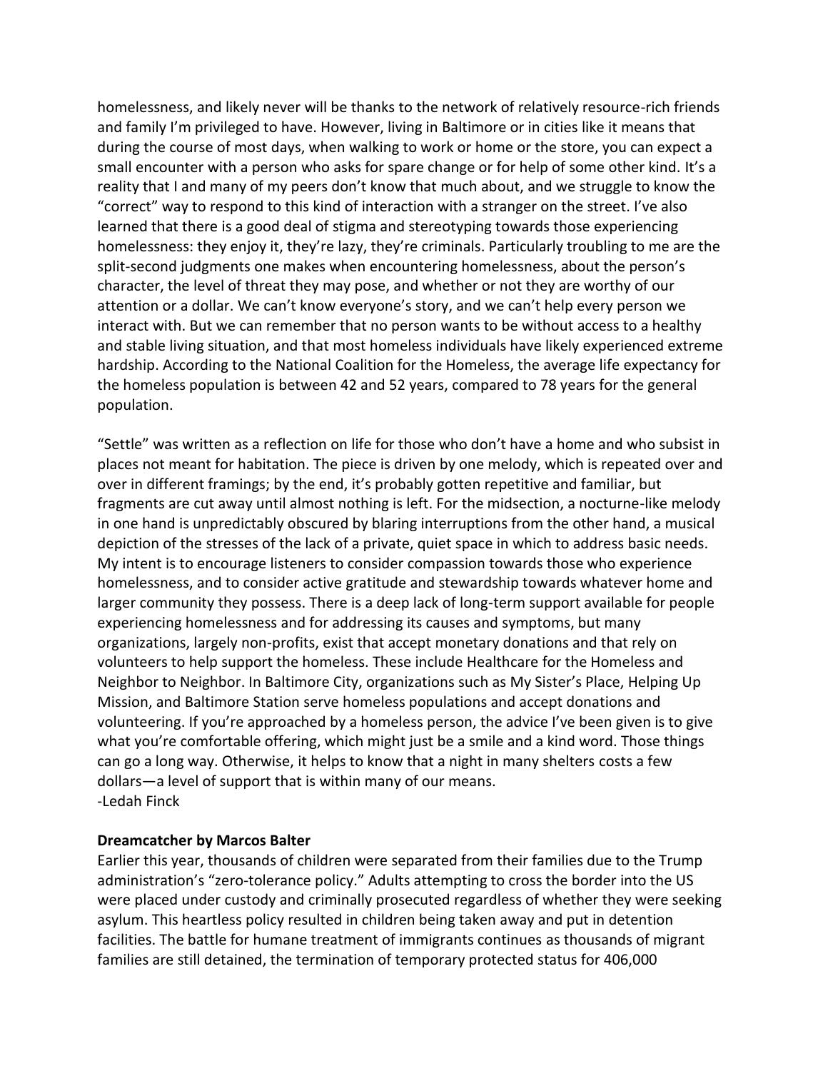homelessness, and likely never will be thanks to the network of relatively resource-rich friends and family I'm privileged to have. However, living in Baltimore or in cities like it means that during the course of most days, when walking to work or home or the store, you can expect a small encounter with a person who asks for spare change or for help of some other kind. It's a reality that I and many of my peers don't know that much about, and we struggle to know the "correct" way to respond to this kind of interaction with a stranger on the street. I've also learned that there is a good deal of stigma and stereotyping towards those experiencing homelessness: they enjoy it, they're lazy, they're criminals. Particularly troubling to me are the split-second judgments one makes when encountering homelessness, about the person's character, the level of threat they may pose, and whether or not they are worthy of our attention or a dollar. We can't know everyone's story, and we can't help every person we interact with. But we can remember that no person wants to be without access to a healthy and stable living situation, and that most homeless individuals have likely experienced extreme hardship. According to the National Coalition for the Homeless, the average life expectancy for the homeless population is between 42 and 52 years, compared to 78 years for the general population.

"Settle" was written as a reflection on life for those who don't have a home and who subsist in places not meant for habitation. The piece is driven by one melody, which is repeated over and over in different framings; by the end, it's probably gotten repetitive and familiar, but fragments are cut away until almost nothing is left. For the midsection, a nocturne-like melody in one hand is unpredictably obscured by blaring interruptions from the other hand, a musical depiction of the stresses of the lack of a private, quiet space in which to address basic needs. My intent is to encourage listeners to consider compassion towards those who experience homelessness, and to consider active gratitude and stewardship towards whatever home and larger community they possess. There is a deep lack of long-term support available for people experiencing homelessness and for addressing its causes and symptoms, but many organizations, largely non-profits, exist that accept monetary donations and that rely on volunteers to help support the homeless. These include Healthcare for the Homeless and Neighbor to Neighbor. In Baltimore City, organizations such as My Sister's Place, Helping Up Mission, and Baltimore Station serve homeless populations and accept donations and volunteering. If you're approached by a homeless person, the advice I've been given is to give what you're comfortable offering, which might just be a smile and a kind word. Those things can go a long way. Otherwise, it helps to know that a night in many shelters costs a few dollars—a level of support that is within many of our means.
-Ledah Finck

**Dreamcatcher by Marcos Balter**
Earlier this year, thousands of children were separated from their families due to the Trump administration's "zero-tolerance policy." Adults attempting to cross the border into the US were placed under custody and criminally prosecuted regardless of whether they were seeking asylum. This heartless policy resulted in children being taken away and put in detention facilities. The battle for humane treatment of immigrants continues as thousands of migrant families are still detained, the termination of temporary protected status for 406,000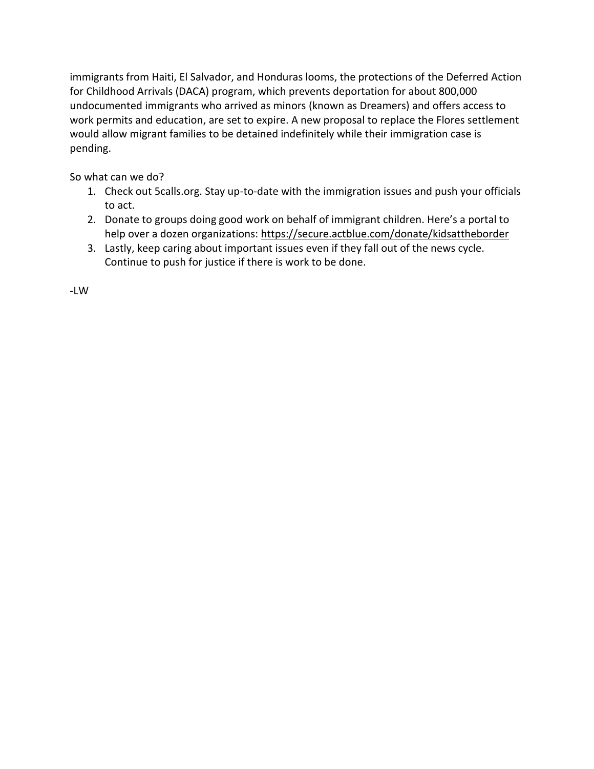immigrants from Haiti, El Salvador, and Honduras looms, the protections of the Deferred Action for Childhood Arrivals (DACA) program, which prevents deportation for about 800,000 undocumented immigrants who arrived as minors (known as Dreamers) and offers access to work permits and education, are set to expire. A new proposal to replace the Flores settlement would allow migrant families to be detained indefinitely while their immigration case is pending.

So what can we do?

1. Check out 5calls.org. Stay up-to-date with the immigration issues and push your officials to act.
2. Donate to groups doing good work on behalf of immigrant children. Here's a portal to help over a dozen organizations: https://secure.actblue.com/donate/kidsattheborder
3. Lastly, keep caring about important issues even if they fall out of the news cycle. Continue to push for justice if there is work to be done.

-LW